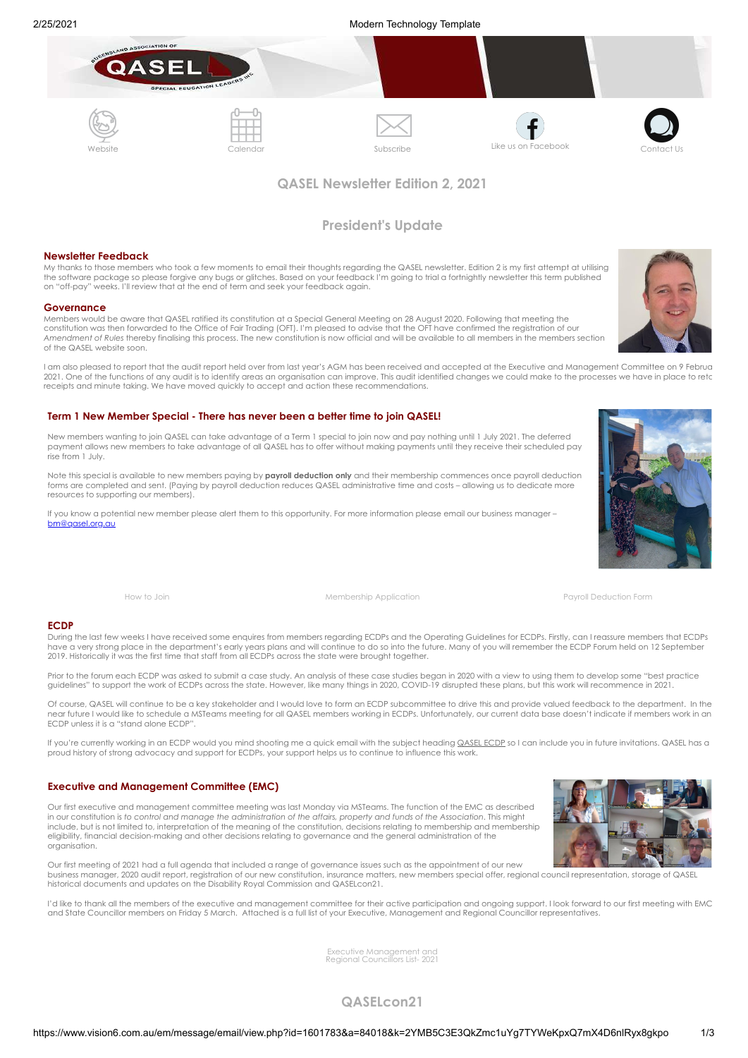Website | Calendar | Subscribe | Like us on Facebook | Contact Us

## QASEL Newsletter Edition 2, 2021

## President's Update

### Newsletter Feedback

My thanks to those members who took a few moments to email their thoughts regarding the QASEL newsletter. Edition 2 is my first attempt at utilising the software package so please forgive any bugs or glitches. Based on your feedback I'm going to trial a fortnightly newsletter this term published on "off-pay" weeks. I'll review that at the end of term and seek your feedback again.

### Governance

Members would be aware that QASEL ratified its constitution at a Special General Meeting on 28 August 2020. Following that meeting the constitution was then forwarded to the Office of Fair Trading (OFT). I'm pleased to advise that the OFT have confirmed the registration of our *Amendment of Rules* thereby finalising this process. The new constitution is now official and will be available to all members in the members section of the QASEL website soon.

I am also pleased to report that the audit report held over from last year's AGM has been received and accepted at the Executive and Management Committee on 9 Februa 2021. One of the functions of any audit is to identify areas an organisation can improve. This audit identified changes we could make to the processes we have in place to retc receipts and minute taking. We have moved quickly to accept and action these recommendations.

### Term 1 New Member Special - There has never been a better time to join QASEL!

New members wanting to join QASEL can take advantage of a Term 1 special to join now and pay nothing until 1 July 2021. The deferred payment allows new members to take advantage of all QASEL has to offer without making payments until they receive their scheduled pay rise from 1 July.

Note this special is available to new members paying by **payroll deduction only** and their membership commences once payroll deduction forms are completed and sent. (Paying by payroll deduction reduces QASEL administrative time and costs – allowing us to dedicate more resources to supporting our members).

If you know a potential new member please alert them to this opportunity. For more information please email our business manager – bm@qasel.org.au

How to Join | Membership Application | Payroll Deduction Form

### ECDP

During the last few weeks I have received some enquires from members regarding ECDPs and the Operating Guidelines for ECDPs. Firstly, can I reassure members that ECDPs have a very strong place in the department's early years plans and will continue to do so into the future. Many of you will remember the ECDP Forum held on 12 September 2019. Historically it was the first time that staff from all ECDPs across the state were brought together.

Prior to the forum each ECDP was asked to submit a case study. An analysis of these case studies began in 2020 with a view to using them to develop some "best practice guidelines" to support the work of ECDPs across the state. However, like many things in 2020, COVID-19 disrupted these plans, but this work will recommence in 2021.

Of course, QASEL will continue to be a key stakeholder and I would love to form an ECDP subcommittee to drive this and provide valued feedback to the department. In the near future I would like to schedule a MSTeams meeting for all QASEL members working in ECDPs. Unfortunately, our current data base doesn't indicate if members work in an ECDP unless it is a "stand alone ECDP".

If you're currently working in an ECDP would you mind shooting me a quick email with the subject heading QASEL ECDP so I can include you in future invitations. QASEL has a proud history of strong advocacy and support for ECDPs, your support helps us to continue to influence this work.

### Executive and Management Committee (EMC)

Our first executive and management committee meeting was last Monday via MSTeams. The function of the EMC as described in our constitution is *to control and manage the administration of the affairs, property and funds of the Association*. This might include, but is not limited to, interpretation of the meaning of the constitution, decisions relating to membership and membership eligibility, financial decision-making and other decisions relating to governance and the general administration of the organisation.

Our first meeting of 2021 had a full agenda that included a range of governance issues such as the appointment of our new business manager, 2020 audit report, registration of our new constitution, insurance matters, new members special offer, regional council representation, storage of QASEL historical documents and updates on the Disability Royal Commission and QASELcon21.

I'd like to thank all the members of the executive and management committee for their active participation and ongoing support. I look forward to our first meeting with EMC and State Councillor members on Friday 5 March. Attached is a full list of your Executive, Management and Regional Councillor representatives.

Executive Management and Regional Councillors List- 2021

## QASELcon21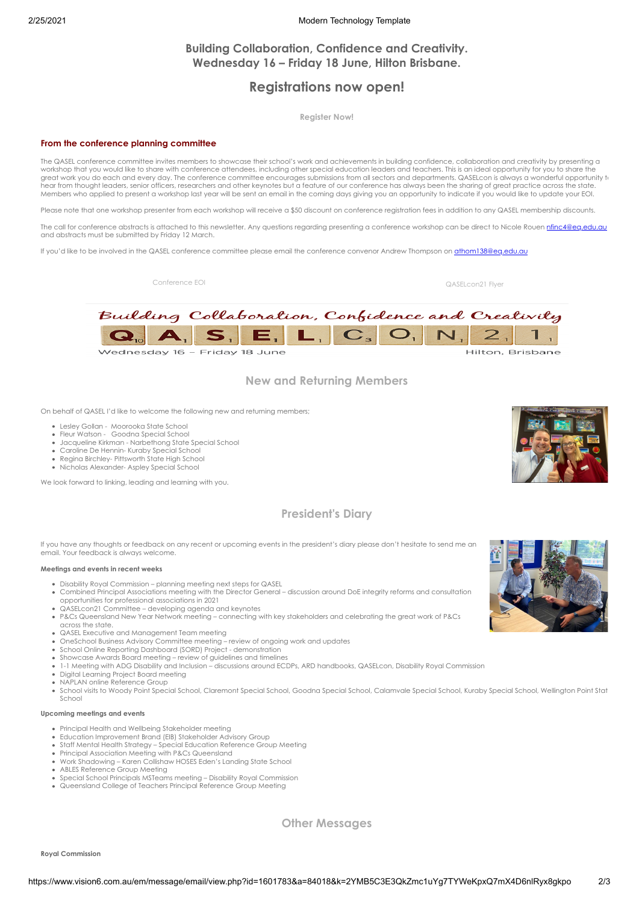## Building Collaboration, Confidence and Creativity.
## Wednesday 16 – Friday 18 June, Hilton Brisbane.

## Registrations now open!

Register Now!

### From the conference planning committee

The QASEL conference committee invites members to showcase their school's work and achievements in building confidence, collaboration and creativity by presenting a workshop that you would like to share with conference attendees, including other special education leaders and teachers. This is an ideal opportunity for you to share the great work you do each and every day. The conference committee encourages submissions from all sectors and departments. QASELcon is always a wonderful opportunity to hear from thought leaders, senior officers, researchers and other keynotes but a feature of our conference has always been the sharing of great practice across the state. Members who applied to present a workshop last year will be sent an email in the coming days giving you an opportunity to indicate if you would like to update your EOI.

Please note that one workshop presenter from each workshop will receive a $50 discount on conference registration fees in addition to any QASEL membership discounts.

The call for conference abstracts is attached to this newsletter. Any questions regarding presenting a conference workshop can be direct to Nicole Rouen nfinc4@eq.edu.au and abstracts must be submitted by Friday 12 March.

If you'd like to be involved in the QASEL conference committee please email the conference convenor Andrew Thompson on athom138@eq.edu.au

Conference EOI

QASELcon21 Flyer

Building Collaboration, Confidence and Creativity

QASELCON21

Wednesday 16 – Friday 18 June

Hilton, Brisbane

## New and Returning Members

On behalf of QASEL I'd like to welcome the following new and returning members;

- Lesley Gollan - Moorooka State School
- Fleur Watson - Goodna Special School
- Jacqueline Kirkman - Narbethong State Special School
- Caroline De Hennin- Kuraby Special School
- Regina Birchley- Pittsworth State High School
- Nicholas Alexander- Aspley Special School

We look forward to linking, leading and learning with you.

## President's Diary

If you have any thoughts or feedback on any recent or upcoming events in the president's diary please don't hesitate to send me an email. Your feedback is always welcome.

**Meetings and events in recent weeks**

- Disability Royal Commission – planning meeting next steps for QASEL
- Combined Principal Associations meeting with the Director General – discussion around DoE integrity reforms and consultation opportunities for professional associations in 2021
- QASELcon21 Committee – developing agenda and keynotes
- P&Cs Queensland New Year Network meeting – connecting with key stakeholders and celebrating the great work of P&Cs across the state.
- QASEL Executive and Management Team meeting
- OneSchool Business Advisory Committee meeting – review of ongoing work and updates
- School Online Reporting Dashboard (SORD) Project - demonstration
- Showcase Awards Board meeting – review of guidelines and timelines
- 1-1 Meeting with ADG Disability and Inclusion – discussions around ECDPs, ARD handbooks, QASELcon, Disability Royal Commission
- Digital Learning Project Board meeting
- NAPLAN online Reference Group
- School visits to Woody Point Special School, Claremont Special School, Goodna Special School, Calamvale Special School, Kuraby Special School, Wellington Point State School

**Upcoming meetings and events**

- Principal Health and Wellbeing Stakeholder meeting
- Education Improvement Brand (EIB) Stakeholder Advisory Group
- Staff Mental Health Strategy – Special Education Reference Group Meeting
- Principal Association Meeting with P&Cs Queensland
- Work Shadowing – Karen Collishaw HOSES Eden's Landing State School
- ABLES Reference Group Meeting
- Special School Principals MSTeams meeting – Disability Royal Commission
- Queensland College of Teachers Principal Reference Group Meeting

## Other Messages

**Royal Commission**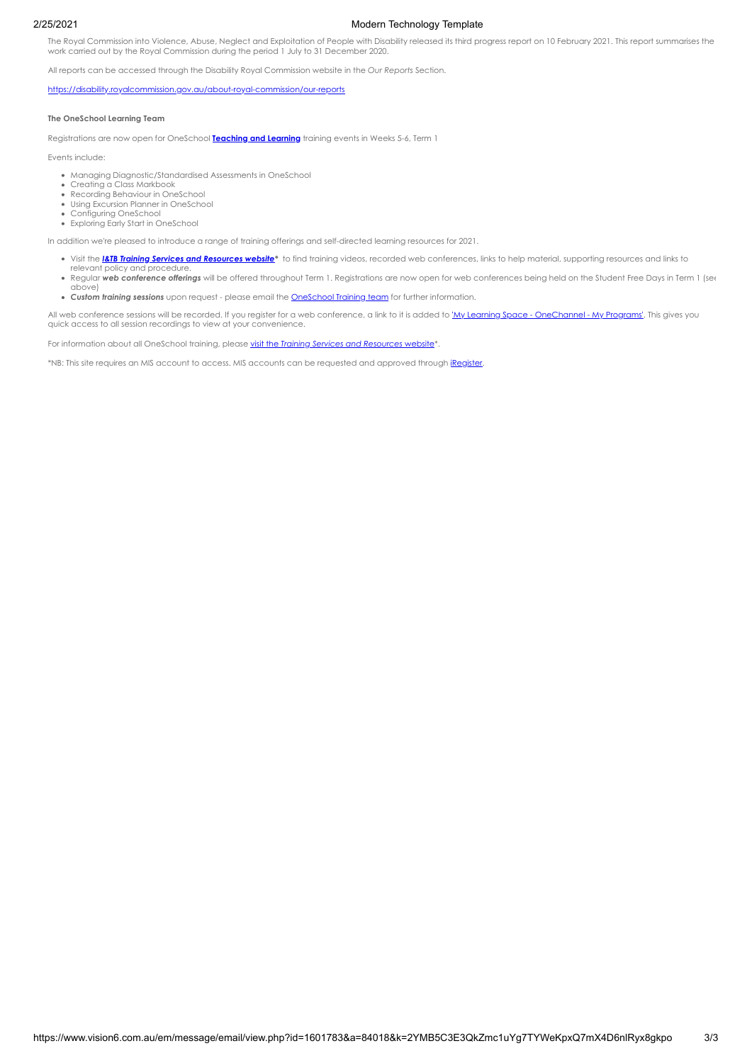The Royal Commission into Violence, Abuse, Neglect and Exploitation of People with Disability released its third progress report on 10 February 2021. This report summarises the work carried out by the Royal Commission during the period 1 July to 31 December 2020.

All reports can be accessed through the Disability Royal Commission website in the *Our Reports* Section.

https://disability.royalcommission.gov.au/about-royal-commission/our-reports

**The OneSchool Learning Team**

Registrations are now open for OneSchool **Teaching and Learning** training events in Weeks 5-6, Term 1

Events include:

- Managing Diagnostic/Standardised Assessments in OneSchool
- Creating a Class Markbook
- Recording Behaviour in OneSchool
- Using Excursion Planner in OneSchool
- Configuring OneSchool
- Exploring Early Start in OneSchool

In addition we're pleased to introduce a range of training offerings and self-directed learning resources for 2021.

- Visit the ***I&TB Training Services and Resources website**** to find training videos, recorded web conferences, links to help material, supporting resources and links to relevant policy and procedure.
- Regular ***web conference offerings*** will be offered throughout Term 1. Registrations are now open for web conferences being held on the Student Free Days in Term 1 (see above)
- ***Custom training sessions*** upon request - please email the OneSchool Training team for further information.

All web conference sessions will be recorded. If you register for a web conference, a link to it is added to 'My Learning Space - OneChannel - My Programs'. This gives you quick access to all session recordings to view at your convenience.

For information about all OneSchool training, please visit the *Training Services and Resources* website*.

*NB: This site requires an MIS account to access. MIS accounts can be requested and approved through iRegister.